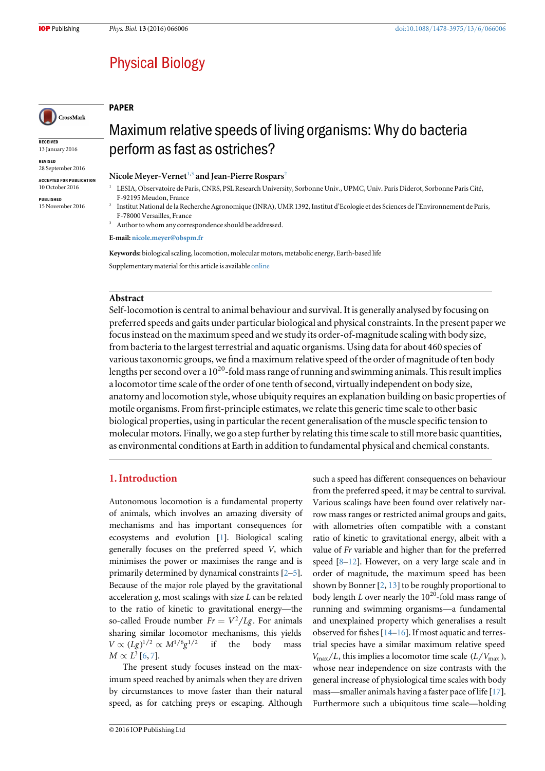# Physical Biology

**PAPER**

RECEIVED
13 January 2016

REVISED
28 September 2016

ACCEPTED FOR PUBLICATION
10 October 2016

PUBLISHED
15 November 2016

# Maximum relative speeds of living organisms: Why do bacteria perform as fast as ostriches?

**Nicole Meyer-Vernet**[1,3] **and Jean-Pierre Rospars**[2]

[1] LESIA, Observatoire de Paris, CNRS, PSL Research University, Sorbonne Univ., UPMC, Univ. Paris Diderot, Sorbonne Paris Cité, F-92195 Meudon, France

[2] Institut National de la Recherche Agronomique (INRA), UMR 1392, Institut d'Ecologie et des Sciences de l'Environnement de Paris, F-78000 Versailles, France

[3] Author to whom any correspondence should be addressed.

**E-mail:** nicole.meyer@obspm.fr

**Keywords:** biological scaling, locomotion, molecular motors, metabolic energy, Earth-based life

Supplementary material for this article is available online

## Abstract

Self-locomotion is central to animal behaviour and survival. It is generally analysed by focusing on preferred speeds and gaits under particular biological and physical constraints. In the present paper we focus instead on the maximum speed and we study its order-of-magnitude scaling with body size, from bacteria to the largest terrestrial and aquatic organisms. Using data for about 460 species of various taxonomic groups, we find a maximum relative speed of the order of magnitude of ten body lengths per second over a $10^{20}$-fold mass range of running and swimming animals. This result implies a locomotor time scale of the order of one tenth of second, virtually independent on body size, anatomy and locomotion style, whose ubiquity requires an explanation building on basic properties of motile organisms. From first-principle estimates, we relate this generic time scale to other basic biological properties, using in particular the recent generalisation of the muscle specific tension to molecular motors. Finally, we go a step further by relating this time scale to still more basic quantities, as environmental conditions at Earth in addition to fundamental physical and chemical constants.

## 1. Introduction

Autonomous locomotion is a fundamental property of animals, which involves an amazing diversity of mechanisms and has important consequences for ecosystems and evolution [1]. Biological scaling generally focuses on the preferred speed $V$, which minimises the power or maximises the range and is primarily determined by dynamical constraints [2–5]. Because of the major role played by the gravitational acceleration $g$, most scalings with size $L$ can be related to the ratio of kinetic to gravitational energy—the so-called Froude number $Fr = V^2/Lg$. For animals sharing similar locomotor mechanisms, this yields $V \propto (Lg)^{1/2} \propto M^{1/6} g^{1/2}$ if the body mass $M \propto L^3$ [6, 7].

The present study focuses instead on the maximum speed reached by animals when they are driven by circumstances to move faster than their natural speed, as for catching preys or escaping. Although such a speed has different consequences on behaviour from the preferred speed, it may be central to survival. Various scalings have been found over relatively narrow mass ranges or restricted animal groups and gaits, with allometries often compatible with a constant ratio of kinetic to gravitational energy, albeit with a value of $Fr$ variable and higher than for the preferred speed [8–12]. However, on a very large scale and in order of magnitude, the maximum speed has been shown by Bonner [2, 13] to be roughly proportional to body length $L$ over nearly the $10^{20}$-fold mass range of running and swimming organisms—a fundamental and unexplained property which generalises a result observed for fishes [14–16]. If most aquatic and terrestrial species have a similar maximum relative speed $V_{max}/L$, this implies a locomotor time scale $(L/V_{max})$, whose near independence on size contrasts with the general increase of physiological time scales with body mass—smaller animals having a faster pace of life [17]. Furthermore such a ubiquitous time scale—holding

© 2016 IOP Publishing Ltd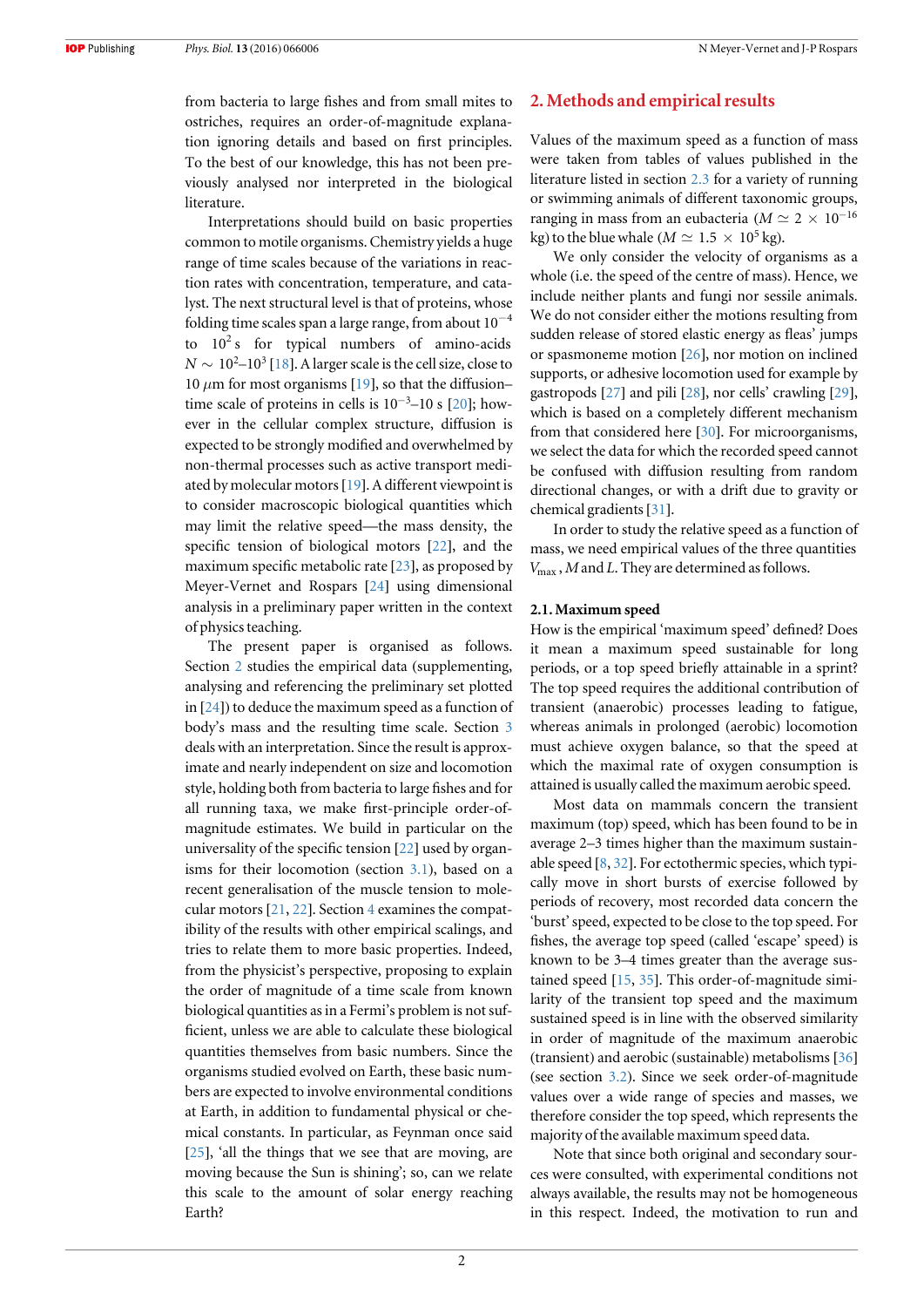from bacteria to large fishes and from small mites to ostriches, requires an order-of-magnitude explanation ignoring details and based on first principles. To the best of our knowledge, this has not been previously analysed nor interpreted in the biological literature.

Interpretations should build on basic properties common to motile organisms. Chemistry yields a huge range of time scales because of the variations in reaction rates with concentration, temperature, and catalyst. The next structural level is that of proteins, whose folding time scales span a large range, from about $10^{-4}$ to $10^{2}$ s for typical numbers of amino-acids $N \sim 10^{2}$–$10^{3}$ [18]. A larger scale is the cell size, close to 10 $\mu$m for most organisms [19], so that the diffusion–time scale of proteins in cells is $10^{-3}$–10 s [20]; however in the cellular complex structure, diffusion is expected to be strongly modified and overwhelmed by non-thermal processes such as active transport mediated by molecular motors [19]. A different viewpoint is to consider macroscopic biological quantities which may limit the relative speed—the mass density, the specific tension of biological motors [22], and the maximum specific metabolic rate [23], as proposed by Meyer-Vernet and Rospars [24] using dimensional analysis in a preliminary paper written in the context of physics teaching.

The present paper is organised as follows. Section 2 studies the empirical data (supplementing, analysing and referencing the preliminary set plotted in [24]) to deduce the maximum speed as a function of body's mass and the resulting time scale. Section 3 deals with an interpretation. Since the result is approximate and nearly independent on size and locomotion style, holding both from bacteria to large fishes and for all running taxa, we make first-principle order-of-magnitude estimates. We build in particular on the universality of the specific tension [22] used by organisms for their locomotion (section 3.1), based on a recent generalisation of the muscle tension to molecular motors [21, 22]. Section 4 examines the compatibility of the results with other empirical scalings, and tries to relate them to more basic properties. Indeed, from the physicist's perspective, proposing to explain the order of magnitude of a time scale from known biological quantities as in a Fermi's problem is not sufficient, unless we are able to calculate these biological quantities themselves from basic numbers. Since the organisms studied evolved on Earth, these basic numbers are expected to involve environmental conditions at Earth, in addition to fundamental physical or chemical constants. In particular, as Feynman once said [25], 'all the things that we see that are moving, are moving because the Sun is shining'; so, can we relate this scale to the amount of solar energy reaching Earth?

## 2. Methods and empirical results

Values of the maximum speed as a function of mass were taken from tables of values published in the literature listed in section 2.3 for a variety of running or swimming animals of different taxonomic groups, ranging in mass from an eubacteria ($M \simeq 2 \times 10^{-16}$ kg) to the blue whale ($M \simeq 1.5 \times 10^{5}$ kg).

We only consider the velocity of organisms as a whole (i.e. the speed of the centre of mass). Hence, we include neither plants and fungi nor sessile animals. We do not consider either the motions resulting from sudden release of stored elastic energy as fleas' jumps or spasmoneme motion [26], nor motion on inclined supports, or adhesive locomotion used for example by gastropods [27] and pili [28], nor cells' crawling [29], which is based on a completely different mechanism from that considered here [30]. For microorganisms, we select the data for which the recorded speed cannot be confused with diffusion resulting from random directional changes, or with a drift due to gravity or chemical gradients [31].

In order to study the relative speed as a function of mass, we need empirical values of the three quantities $V_{max}$, $M$ and $L$. They are determined as follows.

### 2.1. Maximum speed

How is the empirical 'maximum speed' defined? Does it mean a maximum speed sustainable for long periods, or a top speed briefly attainable in a sprint? The top speed requires the additional contribution of transient (anaerobic) processes leading to fatigue, whereas animals in prolonged (aerobic) locomotion must achieve oxygen balance, so that the speed at which the maximal rate of oxygen consumption is attained is usually called the maximum aerobic speed.

Most data on mammals concern the transient maximum (top) speed, which has been found to be in average 2–3 times higher than the maximum sustainable speed [8, 32]. For ectothermic species, which typically move in short bursts of exercise followed by periods of recovery, most recorded data concern the 'burst' speed, expected to be close to the top speed. For fishes, the average top speed (called 'escape' speed) is known to be 3–4 times greater than the average sustained speed [15, 35]. This order-of-magnitude similarity of the transient top speed and the maximum sustained speed is in line with the observed similarity in order of magnitude of the maximum anaerobic (transient) and aerobic (sustainable) metabolisms [36] (see section 3.2). Since we seek order-of-magnitude values over a wide range of species and masses, we therefore consider the top speed, which represents the majority of the available maximum speed data.

Note that since both original and secondary sources were consulted, with experimental conditions not always available, the results may not be homogeneous in this respect. Indeed, the motivation to run and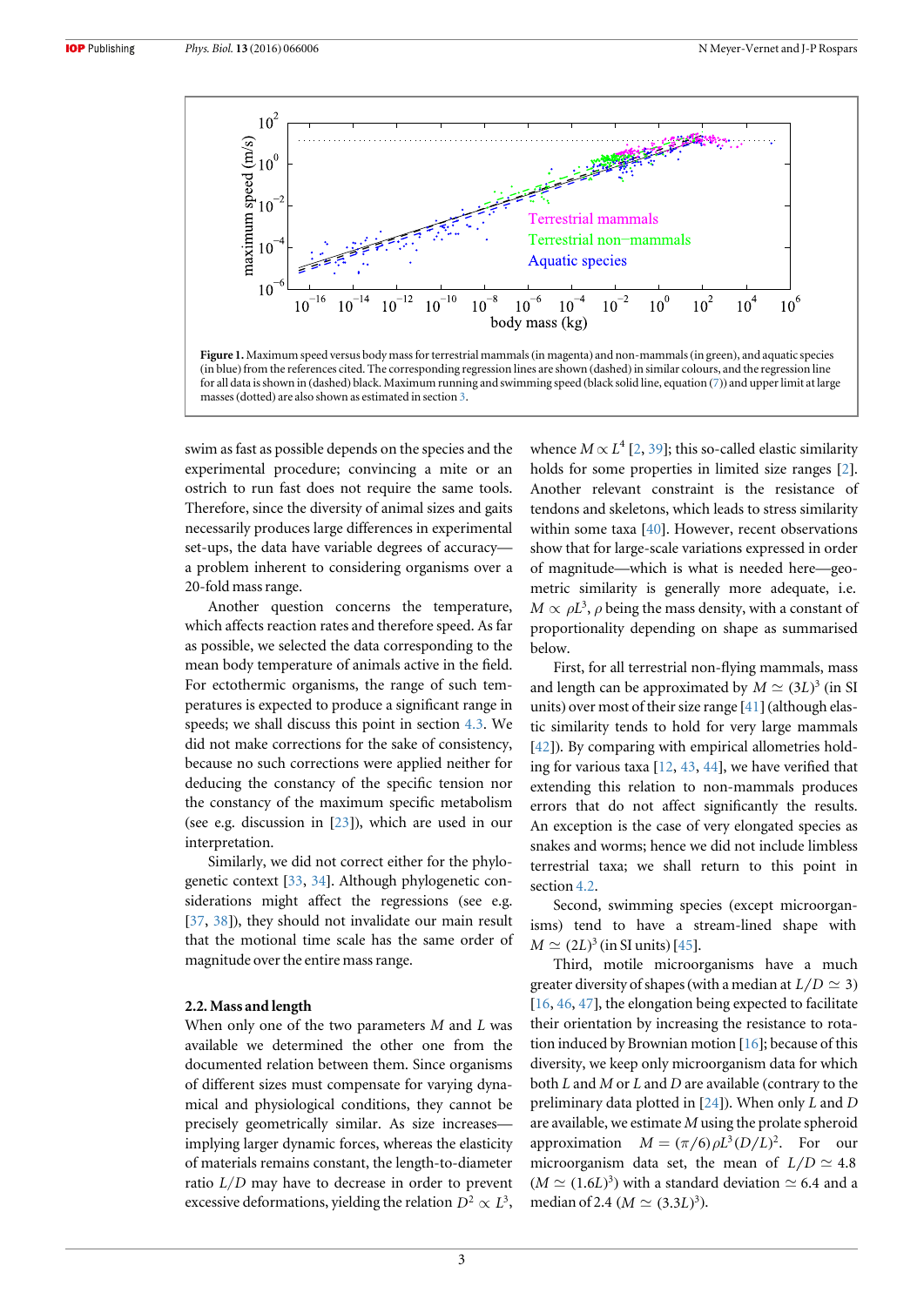**Figure 1.** Maximum speed versus body mass for terrestrial mammals (in magenta) and non-mammals (in green), and aquatic species (in blue) from the references cited. The corresponding regression lines are shown (dashed) in similar colours, and the regression line for all data is shown in (dashed) black. Maximum running and swimming speed (black solid line, equation (7)) and upper limit at large masses (dotted) are also shown as estimated in section 3.

swim as fast as possible depends on the species and the experimental procedure; convincing a mite or an ostrich to run fast does not require the same tools. Therefore, since the diversity of animal sizes and gaits necessarily produces large differences in experimental set-ups, the data have variable degrees of accuracy—a problem inherent to considering organisms over a 20-fold mass range.

Another question concerns the temperature, which affects reaction rates and therefore speed. As far as possible, we selected the data corresponding to the mean body temperature of animals active in the field. For ectothermic organisms, the range of such temperatures is expected to produce a significant range in speeds; we shall discuss this point in section 4.3. We did not make corrections for the sake of consistency, because no such corrections were applied neither for deducing the constancy of the specific tension nor the constancy of the maximum specific metabolism (see e.g. discussion in [23]), which are used in our interpretation.

Similarly, we did not correct either for the phylogenetic context [33, 34]. Although phylogenetic considerations might affect the regressions (see e.g. [37, 38]), they should not invalidate our main result that the motional time scale has the same order of magnitude over the entire mass range.

### 2.2. Mass and length

When only one of the two parameters $M$ and $L$ was available we determined the other one from the documented relation between them. Since organisms of different sizes must compensate for varying dynamical and physiological conditions, they cannot be precisely geometrically similar. As size increases—implying larger dynamic forces, whereas the elasticity of materials remains constant, the length-to-diameter ratio $L/D$ may have to decrease in order to prevent excessive deformations, yielding the relation $D^2 \propto L^3$, whence $M \propto L^4$ [2, 39]; this so-called elastic similarity holds for some properties in limited size ranges [2]. Another relevant constraint is the resistance of tendons and skeletons, which leads to stress similarity within some taxa [40]. However, recent observations show that for large-scale variations expressed in order of magnitude—which is what is needed here—geometric similarity is generally more adequate, i.e. $M \propto \rho L^3$, $\rho$ being the mass density, with a constant of proportionality depending on shape as summarised below.

First, for all terrestrial non-flying mammals, mass and length can be approximated by $M \simeq (3L)^3$ (in SI units) over most of their size range [41] (although elastic similarity tends to hold for very large mammals [42]). By comparing with empirical allometries holding for various taxa [12, 43, 44], we have verified that extending this relation to non-mammals produces errors that do not affect significantly the results. An exception is the case of very elongated species as snakes and worms; hence we did not include limbless terrestrial taxa; we shall return to this point in section 4.2.

Second, swimming species (except microorganisms) tend to have a stream-lined shape with $M \simeq (2L)^3$ (in SI units) [45].

Third, motile microorganisms have a much greater diversity of shapes (with a median at $L/D \simeq 3$) [16, 46, 47], the elongation being expected to facilitate their orientation by increasing the resistance to rotation induced by Brownian motion [16]; because of this diversity, we keep only microorganism data for which both $L$ and $M$ or $L$ and $D$ are available (contrary to the preliminary data plotted in [24]). When only $L$ and $D$ are available, we estimate $M$ using the prolate spheroid approximation $M = (\pi/6)\rho L^3 (D/L)^2$. For our microorganism data set, the mean of $L/D \simeq 4.8$ ($M \simeq (1.6L)^3$) with a standard deviation $\simeq 6.4$ and a median of 2.4 ($M \simeq (3.3L)^3$).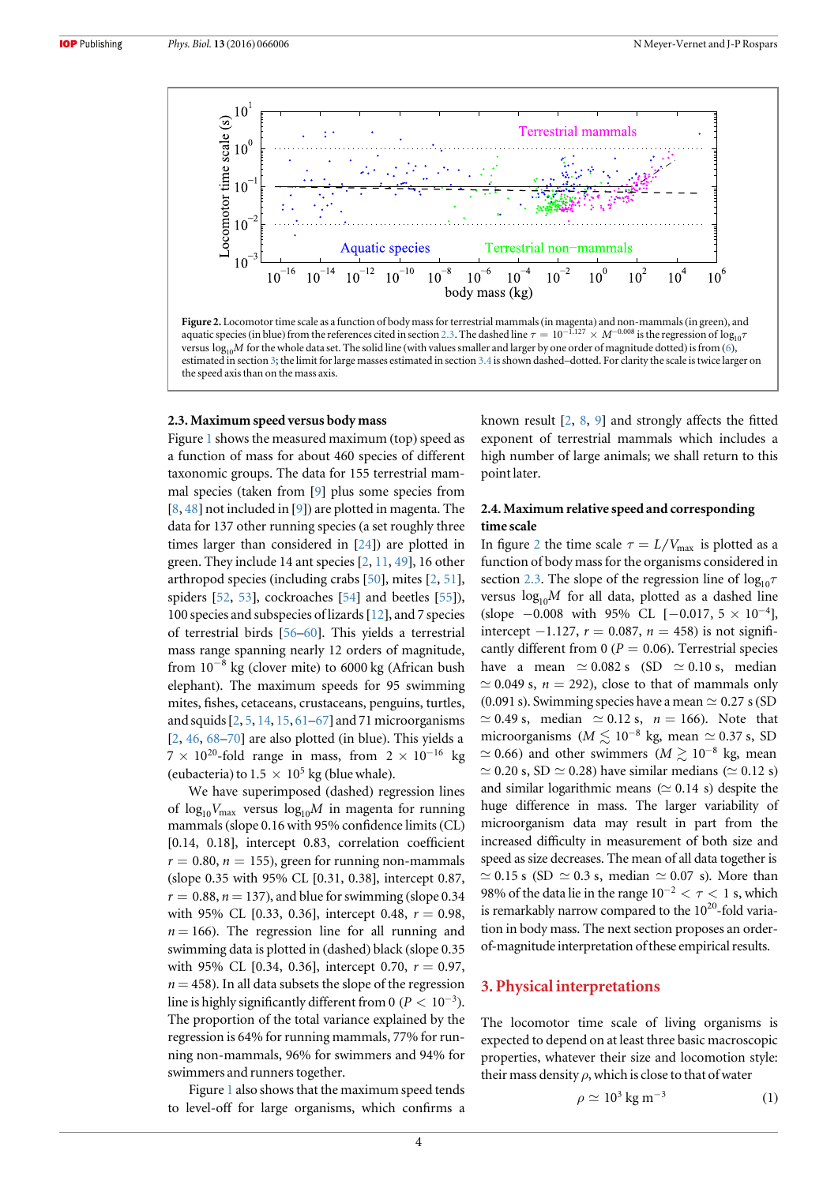**Figure 2.** Locomotor time scale as a function of body mass for terrestrial mammals (in magenta) and non-mammals (in green), and aquatic species (in blue) from the references cited in section 2.3. The dashed line $\tau = 10^{-1.127} \times M^{-0.008}$ is the regression of $\log_{10}\tau$ versus $\log_{10}M$ for the whole data set. The solid line (with values smaller and larger by one order of magnitude dotted) is from (6), estimated in section 3; the limit for large masses estimated in section 3.4 is shown dashed–dotted. For clarity the scale is twice larger on the speed axis than on the mass axis.

### 2.3. Maximum speed versus body mass

Figure 1 shows the measured maximum (top) speed as a function of mass for about 460 species of different taxonomic groups. The data for 155 terrestrial mammal species (taken from [9] plus some species from [8, 48] not included in [9]) are plotted in magenta. The data for 137 other running species (a set roughly three times larger than considered in [24]) are plotted in green. They include 14 ant species [2, 11, 49], 16 other arthropod species (including crabs [50], mites [2, 51], spiders [52, 53], cockroaches [54] and beetles [55]), 100 species and subspecies of lizards [12], and 7 species of terrestrial birds [56–60]. This yields a terrestrial mass range spanning nearly 12 orders of magnitude, from $10^{-8}$ kg (clover mite) to 6000 kg (African bush elephant). The maximum speeds for 95 swimming mites, fishes, cetaceans, crustaceans, penguins, turtles, and squids [2, 5, 14, 15, 61–67] and 71 microorganisms [2, 46, 68–70] are also plotted (in blue). This yields a $7 \times 10^{20}$-fold range in mass, from $2 \times 10^{-16}$ kg (eubacteria) to $1.5 \times 10^{5}$ kg (blue whale).

We have superimposed (dashed) regression lines of $\log_{10}V_{\max}$ versus $\log_{10}M$ in magenta for running mammals (slope 0.16 with 95% confidence limits (CL) [0.14, 0.18], intercept 0.83, correlation coefficient $r = 0.80$, $n = 155$), green for running non-mammals (slope 0.35 with 95% CL [0.31, 0.38], intercept 0.87, $r = 0.88$, $n = 137$), and blue for swimming (slope 0.34 with 95% CL [0.33, 0.36], intercept 0.48, $r = 0.98$, $n = 166$). The regression line for all running and swimming data is plotted in (dashed) black (slope 0.35 with 95% CL [0.34, 0.36], intercept 0.70, $r = 0.97$, $n = 458$). In all data subsets the slope of the regression line is highly significantly different from 0 ($P < 10^{-3}$). The proportion of the total variance explained by the regression is 64% for running mammals, 77% for running non-mammals, 96% for swimmers and 94% for swimmers and runners together.

Figure 1 also shows that the maximum speed tends to level-off for large organisms, which confirms a known result [2, 8, 9] and strongly affects the fitted exponent of terrestrial mammals which includes a high number of large animals; we shall return to this point later.

### 2.4. Maximum relative speed and corresponding time scale

In figure 2 the time scale $\tau = L/V_{\max}$ is plotted as a function of body mass for the organisms considered in section 2.3. The slope of the regression line of $\log_{10}\tau$ versus $\log_{10}M$ for all data, plotted as a dashed line (slope $-0.008$ with 95% CL $[-0.017, 5 \times 10^{-4}]$, intercept $-1.127$, $r = 0.087$, $n = 458$) is not significantly different from 0 ($P = 0.06$). Terrestrial species have a mean $\simeq 0.082$ s (SD $\simeq 0.10$ s, median $\simeq 0.049$ s, $n = 292$), close to that of mammals only (0.091 s). Swimming species have a mean $\simeq 0.27$ s (SD $\simeq 0.49$ s, median $\simeq 0.12$ s, $n = 166$). Note that microorganisms ($M \lesssim 10^{-8}$ kg, mean $\simeq 0.37$ s, SD $\simeq 0.66$) and other swimmers ($M \gtrsim 10^{-8}$ kg, mean $\simeq 0.20$ s, SD $\simeq 0.28$) have similar medians ($\simeq 0.12$ s) and similar logarithmic means ($\simeq 0.14$ s) despite the huge difference in mass. The larger variability of microorganism data may result in part from the increased difficulty in measurement of both size and speed as size decreases. The mean of all data together is $\simeq 0.15$ s (SD $\simeq 0.3$ s, median $\simeq 0.07$ s). More than 98% of the data lie in the range $10^{-2} < \tau < 1$ s, which is remarkably narrow compared to the $10^{20}$-fold variation in body mass. The next section proposes an order-of-magnitude interpretation of these empirical results.

## 3. Physical interpretations

The locomotor time scale of living organisms is expected to depend on at least three basic macroscopic properties, whatever their size and locomotion style: their mass density $\rho$, which is close to that of water

$$\rho \simeq 10^{3} \text{ kg m}^{-3} \qquad (1)$$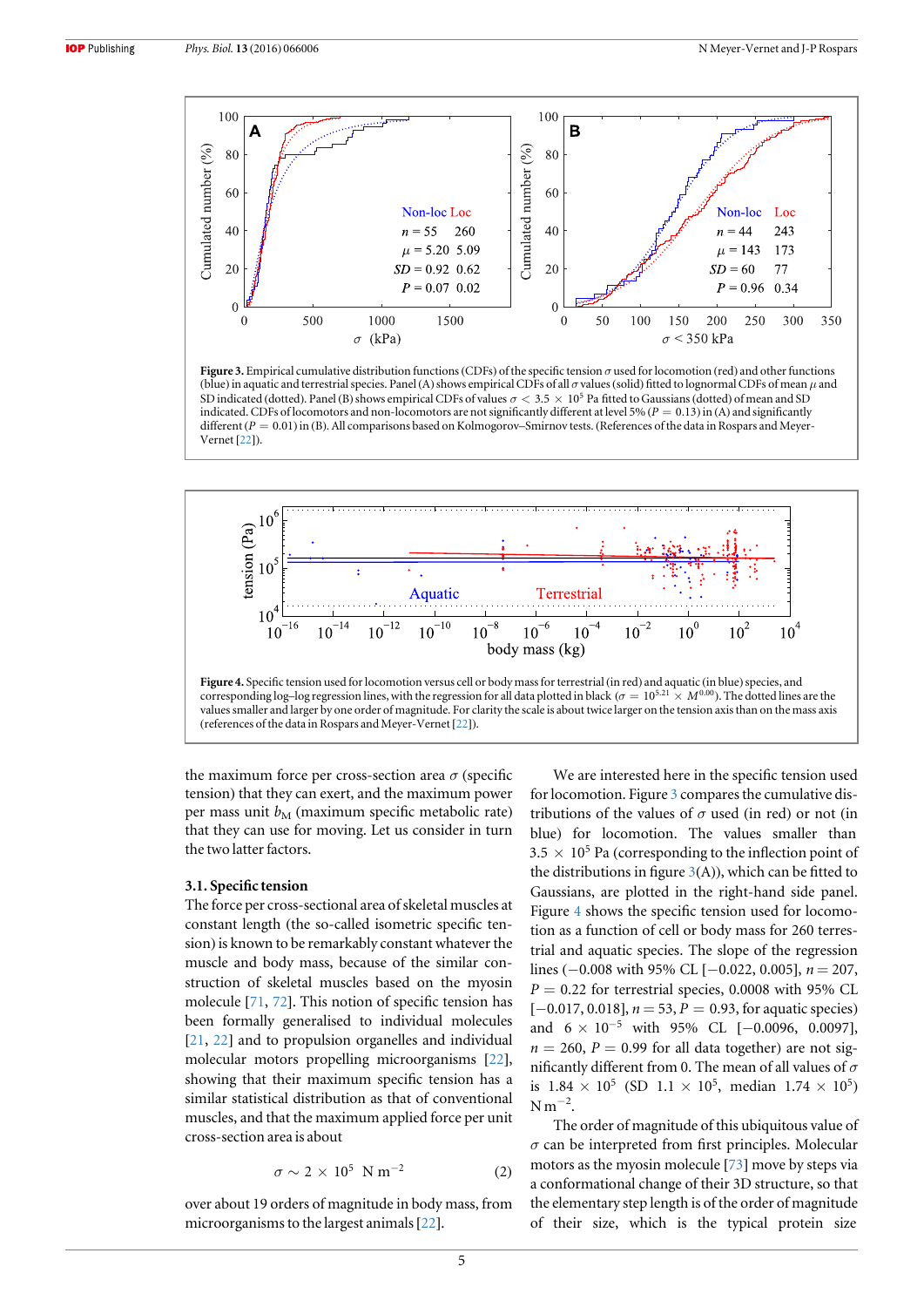Figure 3. Empirical cumulative distribution functions (CDFs) of the specific tension $\sigma$ used for locomotion (red) and other functions (blue) in aquatic and terrestrial species. Panel (A) shows empirical CDFs of all $\sigma$ values (solid) fitted to lognormal CDFs of mean $\mu$ and SD indicated (dotted). Panel (B) shows empirical CDFs of values $\sigma < 3.5 \times 10^5$ Pa fitted to Gaussians (dotted) of mean and SD indicated. CDFs of locomotors and non-locomotors are not significantly different at level 5% ($P = 0.13$) in (A) and significantly different ($P = 0.01$) in (B). All comparisons based on Kolmogorov–Smirnov tests. (References of the data in Rospars and Meyer-Vernet [22]).

Figure 4. Specific tension used for locomotion versus cell or body mass for terrestrial (in red) and aquatic (in blue) species, and corresponding log–log regression lines, with the regression for all data plotted in black ($\sigma = 10^{5.21} \times M^{0.00}$). The dotted lines are the values smaller and larger by one order of magnitude. For clarity the scale is about twice larger on the tension axis than on the mass axis (references of the data in Rospars and Meyer-Vernet [22]).

the maximum force per cross-section area $\sigma$ (specific tension) that they can exert, and the maximum power per mass unit $b_M$ (maximum specific metabolic rate) that they can use for moving. Let us consider in turn the two latter factors.

### 3.1. Specific tension

The force per cross-sectional area of skeletal muscles at constant length (the so-called isometric specific tension) is known to be remarkably constant whatever the muscle and body mass, because of the similar construction of skeletal muscles based on the myosin molecule [71, 72]. This notion of specific tension has been formally generalised to individual molecules [21, 22] and to propulsion organelles and individual molecular motors propelling microorganisms [22], showing that their maximum specific tension has a similar statistical distribution as that of conventional muscles, and that the maximum applied force per unit cross-section area is about

$$\sigma \sim 2 \times 10^5 \ \mathrm{N\,m^{-2}} \tag{2}$$

over about 19 orders of magnitude in body mass, from microorganisms to the largest animals [22].

We are interested here in the specific tension used for locomotion. Figure 3 compares the cumulative distributions of the values of $\sigma$ used (in red) or not (in blue) for locomotion. The values smaller than $3.5 \times 10^5$ Pa (corresponding to the inflection point of the distributions in figure 3(A)), which can be fitted to Gaussians, are plotted in the right-hand side panel. Figure 4 shows the specific tension used for locomotion as a function of cell or body mass for 260 terrestrial and aquatic species. The slope of the regression lines ($-0.008$ with 95% CL $[-0.022, 0.005]$, $n = 207$, $P = 0.22$ for terrestrial species, 0.0008 with 95% CL $[-0.017, 0.018]$, $n = 53$, $P = 0.93$, for aquatic species) and $6 \times 10^{-5}$ with 95% CL $[-0.0096, 0.0097]$, $n = 260$, $P = 0.99$ for all data together) are not significantly different from 0. The mean of all values of $\sigma$ is $1.84 \times 10^5$ (SD $1.1 \times 10^5$, median $1.74 \times 10^5$) $\mathrm{N\,m^{-2}}$.

The order of magnitude of this ubiquitous value of $\sigma$ can be interpreted from first principles. Molecular motors as the myosin molecule [73] move by steps via a conformational change of their 3D structure, so that the elementary step length is of the order of magnitude of their size, which is the typical protein size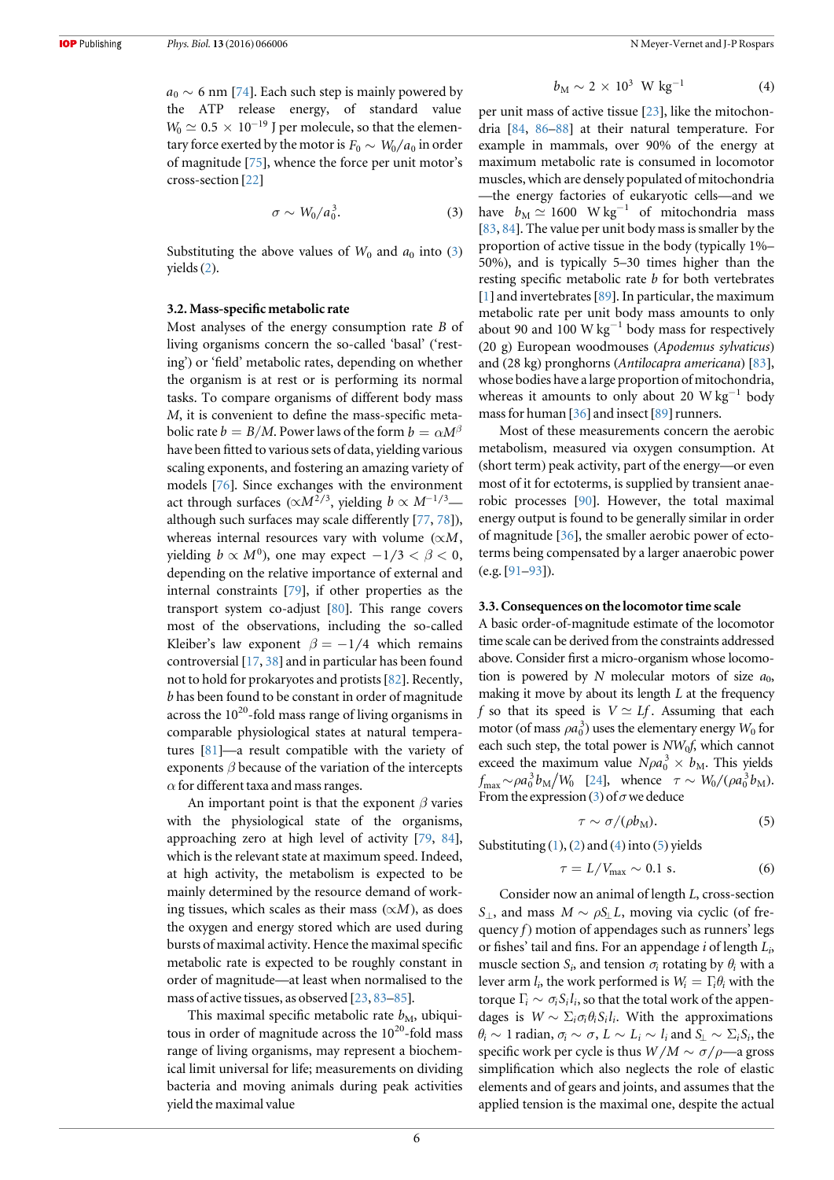$a_0 \sim 6$ nm [74]. Each such step is mainly powered by the ATP release energy, of standard value $W_0 \simeq 0.5 \times 10^{-19}$ J per molecule, so that the elementary force exerted by the motor is $F_0 \sim W_0/a_0$ in order of magnitude [75], whence the force per unit motor's cross-section [22]

$$\sigma \sim W_0/a_0^3. \tag{3}$$

Substituting the above values of $W_0$ and $a_0$ into (3) yields (2).

### 3.2. Mass-specific metabolic rate

Most analyses of the energy consumption rate $B$ of living organisms concern the so-called 'basal' ('resting') or 'field' metabolic rates, depending on whether the organism is at rest or is performing its normal tasks. To compare organisms of different body mass $M$, it is convenient to define the mass-specific metabolic rate $b = B/M$. Power laws of the form $b = \alpha M^{\beta}$ have been fitted to various sets of data, yielding various scaling exponents, and fostering an amazing variety of models [76]. Since exchanges with the environment act through surfaces ($\propto M^{2/3}$, yielding $b \propto M^{-1/3}$—although such surfaces may scale differently [77, 78]), whereas internal resources vary with volume ($\propto M$, yielding $b \propto M^0$), one may expect $-1/3 < \beta < 0$, depending on the relative importance of external and internal constraints [79], if other properties as the transport system co-adjust [80]. This range covers most of the observations, including the so-called Kleiber's law exponent $\beta = -1/4$ which remains controversial [17, 38] and in particular has been found not to hold for prokaryotes and protists [82]. Recently, $b$ has been found to be constant in order of magnitude across the $10^{20}$-fold mass range of living organisms in comparable physiological states at natural temperatures [81]—a result compatible with the variety of exponents $\beta$ because of the variation of the intercepts $\alpha$ for different taxa and mass ranges.

An important point is that the exponent $\beta$ varies with the physiological state of the organisms, approaching zero at high level of activity [79, 84], which is the relevant state at maximum speed. Indeed, at high activity, the metabolism is expected to be mainly determined by the resource demand of working tissues, which scales as their mass ($\propto M$), as does the oxygen and energy stored which are used during bursts of maximal activity. Hence the maximal specific metabolic rate is expected to be roughly constant in order of magnitude—at least when normalised to the mass of active tissues, as observed [23, 83–85].

This maximal specific metabolic rate $b_M$, ubiquitous in order of magnitude across the $10^{20}$-fold mass range of living organisms, may represent a biochemical limit universal for life; measurements on dividing bacteria and moving animals during peak activities yield the maximal value

$$b_M \sim 2 \times 10^3 \ \ \mathrm{W\ kg^{-1}} \tag{4}$$

per unit mass of active tissue [23], like the mitochondria [84, 86–88] at their natural temperature. For example in mammals, over 90% of the energy at maximum metabolic rate is consumed in locomotor muscles, which are densely populated of mitochondria—the energy factories of eukaryotic cells—and we have $b_M \simeq 1600 \ \mathrm{W\ kg^{-1}}$ of mitochondria mass [83, 84]. The value per unit body mass is smaller by the proportion of active tissue in the body (typically 1%–50%), and is typically 5–30 times higher than the resting specific metabolic rate $b$ for both vertebrates [1] and invertebrates [89]. In particular, the maximum metabolic rate per unit body mass amounts to only about 90 and 100 $\mathrm{W\ kg^{-1}}$ body mass for respectively (20 g) European woodmouses (*Apodemus sylvaticus*) and (28 kg) pronghorns (*Antilocapra americana*) [83], whose bodies have a large proportion of mitochondria, whereas it amounts to only about 20 $\mathrm{W\ kg^{-1}}$ body mass for human [36] and insect [89] runners.

Most of these measurements concern the aerobic metabolism, measured via oxygen consumption. At (short term) peak activity, part of the energy—or even most of it for ectoterms, is supplied by transient anaerobic processes [90]. However, the total maximal energy output is found to be generally similar in order of magnitude [36], the smaller aerobic power of ectoterms being compensated by a larger anaerobic power (e.g. [91–93]).

### 3.3. Consequences on the locomotor time scale

A basic order-of-magnitude estimate of the locomotor time scale can be derived from the constraints addressed above. Consider first a micro-organism whose locomotion is powered by $N$ molecular motors of size $a_0$, making it move by about its length $L$ at the frequency $f$ so that its speed is $V \simeq Lf$. Assuming that each motor (of mass $\rho a_0^3$) uses the elementary energy $W_0$ for each such step, the total power is $NW_0 f$, which cannot exceed the maximum value $N\rho a_0^3 \times b_M$. This yields $f_{max} \sim \rho a_0^3 b_M/W_0$ [24], whence $\tau \sim W_0/(\rho a_0^3 b_M)$. From the expression (3) of $\sigma$ we deduce

$$\tau \sim \sigma/(\rho b_M). \tag{5}$$

Substituting (1), (2) and (4) into (5) yields

$$\tau = L/V_{max} \sim 0.1 \ \mathrm{s}. \tag{6}$$

Consider now an animal of length $L$, cross-section $S_\perp$, and mass $M \sim \rho S_\perp L$, moving via cyclic (of frequency $f$) motion of appendages such as runners' legs or fishes' tail and fins. For an appendage $i$ of length $L_i$, muscle section $S_i$, and tension $\sigma_i$ rotating by $\theta_i$ with a lever arm $l_i$, the work performed is $W_i = \Gamma_i \theta_i$ with the torque $\Gamma_i \sim \sigma_i S_i l_i$, so that the total work of the appendages is $W \sim \Sigma_i \sigma_i \theta_i S_i l_i$. With the approximations $\theta_i \sim 1$ radian, $\sigma_i \sim \sigma$, $L \sim L_i \sim l_i$ and $S_\perp \sim \Sigma_i S_i$, the specific work per cycle is thus $W/M \sim \sigma/\rho$—a gross simplification which also neglects the role of elastic elements and of gears and joints, and assumes that the applied tension is the maximal one, despite the actual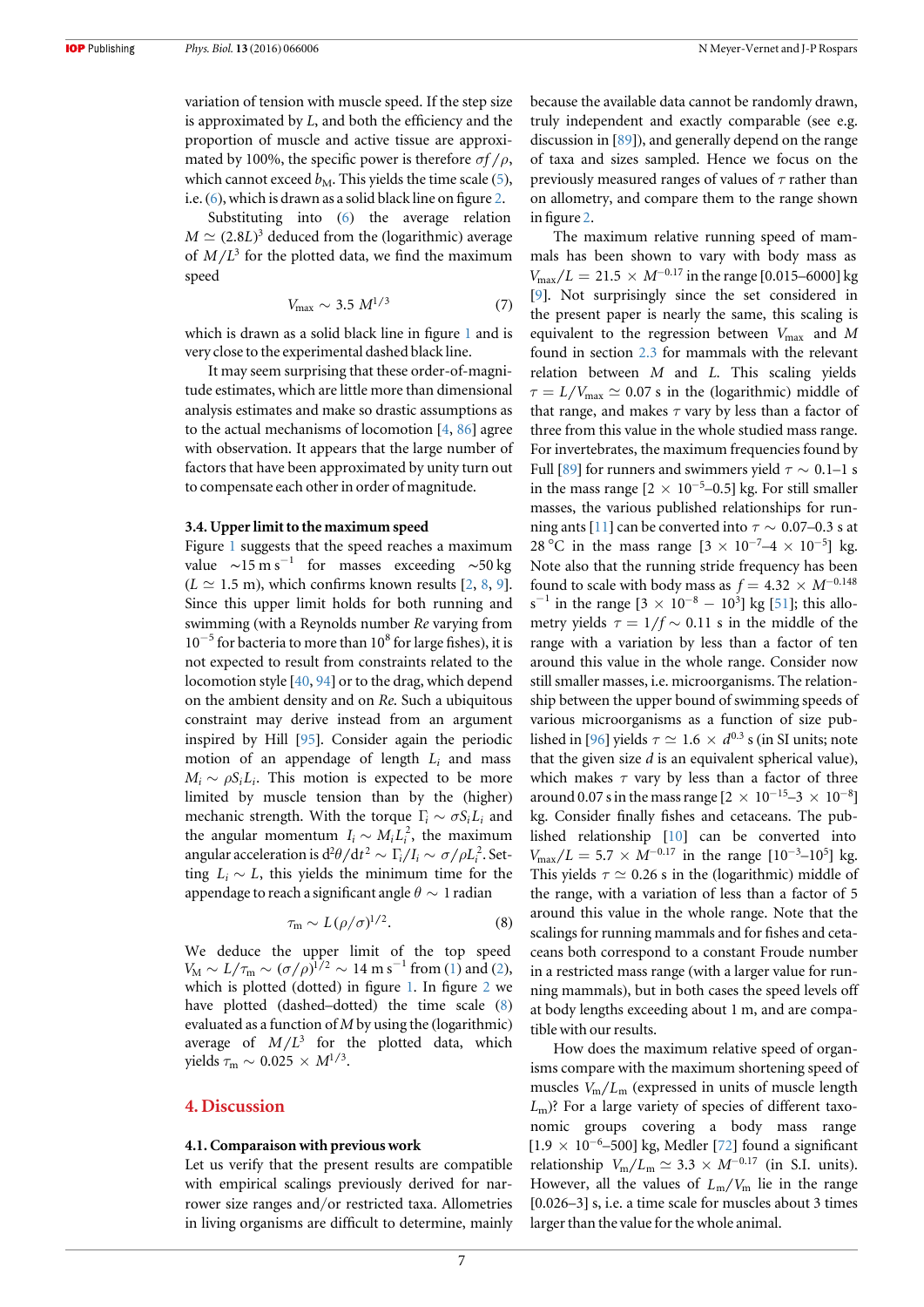variation of tension with muscle speed. If the step size is approximated by $L$, and both the efficiency and the proportion of muscle and active tissue are approximated by 100%, the specific power is therefore $\sigma f/\rho$, which cannot exceed $b_M$. This yields the time scale (5), i.e. (6), which is drawn as a solid black line on figure 2.

Substituting into (6) the average relation $M \simeq (2.8L)^3$ deduced from the (logarithmic) average of $M/L^3$ for the plotted data, we find the maximum speed

$$V_{\max} \sim 3.5\ M^{1/3} \tag{7}$$

which is drawn as a solid black line in figure 1 and is very close to the experimental dashed black line.

It may seem surprising that these order-of-magnitude estimates, which are little more than dimensional analysis estimates and make so drastic assumptions as to the actual mechanisms of locomotion [4, 86] agree with observation. It appears that the large number of factors that have been approximated by unity turn out to compensate each other in order of magnitude.

### 3.4. Upper limit to the maximum speed

Figure 1 suggests that the speed reaches a maximum value $\sim 15$ m s$^{-1}$ for masses exceeding $\sim 50$ kg ($L \simeq 1.5$ m), which confirms known results [2, 8, 9]. Since this upper limit holds for both running and swimming (with a Reynolds number $Re$ varying from $10^{-5}$ for bacteria to more than $10^8$ for large fishes), it is not expected to result from constraints related to the locomotion style [40, 94] or to the drag, which depend on the ambient density and on $Re$. Such a ubiquitous constraint may derive instead from an argument inspired by Hill [95]. Consider again the periodic motion of an appendage of length $L_i$ and mass $M_i \sim \rho S_i L_i$. This motion is expected to be more limited by muscle tension than by the (higher) mechanic strength. With the torque $\Gamma_i \sim \sigma S_i L_i$ and the angular momentum $I_i \sim M_i L_i^2$, the maximum angular acceleration is $\mathrm{d}^2\theta/\mathrm{d}t^2 \sim \Gamma_i/I_i \sim \sigma/\rho L_i^2$. Setting $L_i \sim L$, this yields the minimum time for the appendage to reach a significant angle $\theta \sim 1$ radian

$$\tau_{\mathrm{m}} \sim L(\rho/\sigma)^{1/2}. \tag{8}$$

We deduce the upper limit of the top speed $V_{\mathrm{M}} \sim L/\tau_{\mathrm{m}} \sim (\sigma/\rho)^{1/2} \sim 14$ m s$^{-1}$ from (1) and (2), which is plotted (dotted) in figure 1. In figure 2 we have plotted (dashed–dotted) the time scale (8) evaluated as a function of $M$ by using the (logarithmic) average of $M/L^3$ for the plotted data, which yields $\tau_{\mathrm{m}} \sim 0.025 \times M^{1/3}$.

## 4. Discussion

### 4.1. Comparaison with previous work

Let us verify that the present results are compatible with empirical scalings previously derived for narrower size ranges and/or restricted taxa. Allometries in living organisms are difficult to determine, mainly because the available data cannot be randomly drawn, truly independent and exactly comparable (see e.g. discussion in [89]), and generally depend on the range of taxa and sizes sampled. Hence we focus on the previously measured ranges of values of $\tau$ rather than on allometry, and compare them to the range shown in figure 2.

The maximum relative running speed of mammals has been shown to vary with body mass as $V_{\max}/L = 21.5 \times M^{-0.17}$ in the range [0.015–6000] kg [9]. Not surprisingly since the set considered in the present paper is nearly the same, this scaling is equivalent to the regression between $V_{\max}$ and $M$ found in section 2.3 for mammals with the relevant relation between $M$ and $L$. This scaling yields $\tau = L/V_{\max} \simeq 0.07$ s in the (logarithmic) middle of that range, and makes $\tau$ vary by less than a factor of three from this value in the whole studied mass range. For invertebrates, the maximum frequencies found by Full [89] for runners and swimmers yield $\tau \sim 0.1$–1 s in the mass range [$2 \times 10^{-5}$–0.5] kg. For still smaller masses, the various published relationships for running ants [11] can be converted into $\tau \sim 0.07$–0.3 s at 28 °C in the mass range [$3 \times 10^{-7}$–$4 \times 10^{-5}$] kg. Note also that the running stride frequency has been found to scale with body mass as $f = 4.32 \times M^{-0.148}$ s$^{-1}$ in the range [$3 \times 10^{-8} - 10^3$] kg [51]; this allometry yields $\tau = 1/f \sim 0.11$ s in the middle of the range with a variation by less than a factor of ten around this value in the whole range. Consider now still smaller masses, i.e. microorganisms. The relationship between the upper bound of swimming speeds of various microorganisms as a function of size published in [96] yields $\tau \simeq 1.6 \times d^{0.3}$ s (in SI units; note that the given size $d$ is an equivalent spherical value), which makes $\tau$ vary by less than a factor of three around 0.07 s in the mass range [$2 \times 10^{-15}$–$3 \times 10^{-8}$] kg. Consider finally fishes and cetaceans. The published relationship [10] can be converted into $V_{\max}/L = 5.7 \times M^{-0.17}$ in the range [$10^{-3}$–$10^5$] kg. This yields $\tau \simeq 0.26$ s in the (logarithmic) middle of the range, with a variation of less than a factor of 5 around this value in the whole range. Note that the scalings for running mammals and for fishes and cetaceans both correspond to a constant Froude number in a restricted mass range (with a larger value for running mammals), but in both cases the speed levels off at body lengths exceeding about 1 m, and are compatible with our results.

How does the maximum relative speed of organisms compare with the maximum shortening speed of muscles $V_{\mathrm{m}}/L_{\mathrm{m}}$ (expressed in units of muscle length $L_{\mathrm{m}}$)? For a large variety of species of different taxonomic groups covering a body mass range [$1.9 \times 10^{-6}$–500] kg, Medler [72] found a significant relationship $V_{\mathrm{m}}/L_{\mathrm{m}} \simeq 3.3 \times M^{-0.17}$ (in S.I. units). However, all the values of $L_{\mathrm{m}}/V_{\mathrm{m}}$ lie in the range [0.026–3] s, i.e. a time scale for muscles about 3 times larger than the value for the whole animal.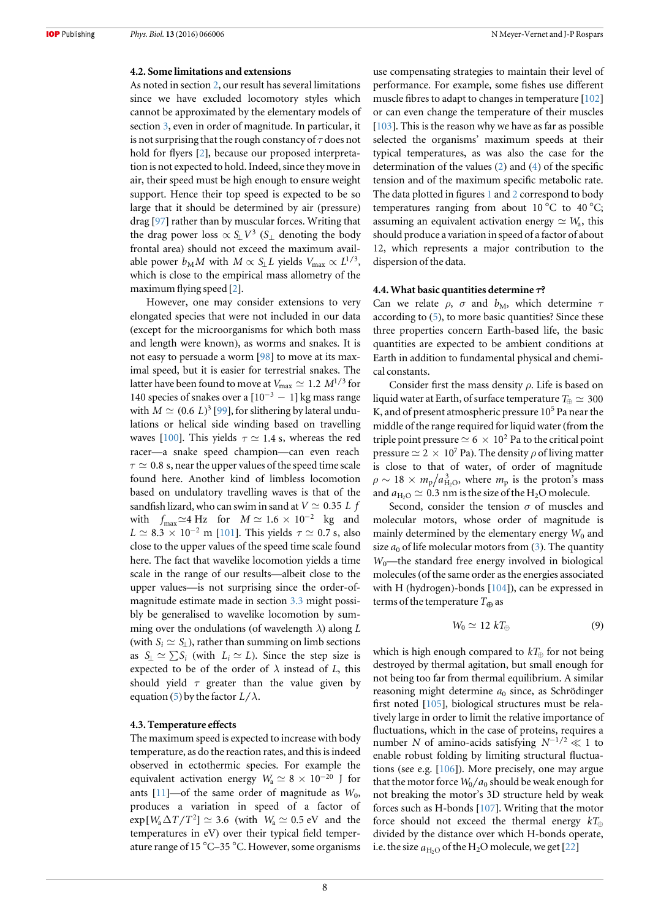### 4.2. Some limitations and extensions

As noted in section 2, our result has several limitations since we have excluded locomotory styles which cannot be approximated by the elementary models of section 3, even in order of magnitude. In particular, it is not surprising that the rough constancy of $\tau$ does not hold for flyers [2], because our proposed interpretation is not expected to hold. Indeed, since they move in air, their speed must be high enough to ensure weight support. Hence their top speed is expected to be so large that it should be determined by air (pressure) drag [97] rather than by muscular forces. Writing that the drag power loss $\propto S_{\perp} V^3$ ($S_{\perp}$ denoting the body frontal area) should not exceed the maximum available power $b_M M$ with $M \propto S_{\perp} L$ yields $V_{\max} \propto L^{1/3}$, which is close to the empirical mass allometry of the maximum flying speed [2].

However, one may consider extensions to very elongated species that were not included in our data (except for the microorganisms for which both mass and length were known), as worms and snakes. It is not easy to persuade a worm [98] to move at its maximal speed, but it is easier for terrestrial snakes. The latter have been found to move at $V_{\max} \simeq 1.2\ M^{1/3}$ for 140 species of snakes over a $[10^{-3} - 1]$ kg mass range with $M \simeq (0.6\ L)^3$ [99], for slithering by lateral undulations or helical side winding based on travelling waves [100]. This yields $\tau \simeq 1.4$ s, whereas the red racer—a snake speed champion—can even reach $\tau \simeq 0.8$ s, near the upper values of the speed time scale found here. Another kind of limbless locomotion based on undulatory travelling waves is that of the sandfish lizard, who can swim in sand at $V \simeq 0.35\ L\ f$ with $f_{\max} \simeq 4$ Hz for $M \simeq 1.6 \times 10^{-2}$ kg and $L \simeq 8.3 \times 10^{-2}$ m [101]. This yields $\tau \simeq 0.7$ s, also close to the upper values of the speed time scale found here. The fact that wavelike locomotion yields a time scale in the range of our results—albeit close to the upper values—is not surprising since the order-of-magnitude estimate made in section 3.3 might possibly be generalised to wavelike locomotion by summing over the ondulations (of wavelength $\lambda$) along $L$ (with $S_i \simeq S_{\perp}$), rather than summing on limb sections as $S_{\perp} \simeq \sum S_i$ (with $L_i \simeq L$). Since the step size is expected to be of the order of $\lambda$ instead of $L$, this should yield $\tau$ greater than the value given by equation (5) by the factor $L/\lambda$.

### 4.3. Temperature effects

The maximum speed is expected to increase with body temperature, as do the reaction rates, and this is indeed observed in ectothermic species. For example the equivalent activation energy $W_a \simeq 8 \times 10^{-20}$ J for ants [11]—of the same order of magnitude as $W_0$, produces a variation in speed of a factor of $\exp[W_a \Delta T/T^2] \simeq 3.6$ (with $W_a \simeq 0.5$ eV and the temperatures in eV) over their typical field temperature range of 15 °C–35 °C. However, some organisms use compensating strategies to maintain their level of performance. For example, some fishes use different muscle fibres to adapt to changes in temperature [102] or can even change the temperature of their muscles [103]. This is the reason why we have as far as possible selected the organisms' maximum speeds at their typical temperatures, as was also the case for the determination of the values (2) and (4) of the specific tension and of the maximum specific metabolic rate. The data plotted in figures 1 and 2 correspond to body temperatures ranging from about 10 °C to 40 °C; assuming an equivalent activation energy $\simeq W_a$, this should produce a variation in speed of a factor of about 12, which represents a major contribution to the dispersion of the data.

### 4.4. What basic quantities determine $\tau$?

Can we relate $\rho$, $\sigma$ and $b_M$, which determine $\tau$ according to (5), to more basic quantities? Since these three properties concern Earth-based life, the basic quantities are expected to be ambient conditions at Earth in addition to fundamental physical and chemical constants.

Consider first the mass density $\rho$. Life is based on liquid water at Earth, of surface temperature $T_{\oplus} \simeq 300$ K, and of present atmospheric pressure $10^5$ Pa near the middle of the range required for liquid water (from the triple point pressure $\simeq 6 \times 10^2$ Pa to the critical point pressure $\simeq 2 \times 10^7$ Pa). The density $\rho$ of living matter is close to that of water, of order of magnitude $\rho \sim 18 \times m_p/a_{H_2O}^3$, where $m_p$ is the proton's mass and $a_{H_2O} \simeq 0.3$ nm is the size of the $H_2O$ molecule.

Second, consider the tension $\sigma$ of muscles and molecular motors, whose order of magnitude is mainly determined by the elementary energy $W_0$ and size $a_0$ of life molecular motors from (3). The quantity $W_0$—the standard free energy involved in biological molecules (of the same order as the energies associated with H (hydrogen)-bonds [104]), can be expressed in terms of the temperature $T_{\oplus}$ as

$$W_0 \simeq 12\ kT_{\oplus} \tag{9}$$

which is high enough compared to $kT_{\oplus}$ for not being destroyed by thermal agitation, but small enough for not being too far from thermal equilibrium. A similar reasoning might determine $a_0$ since, as Schrödinger first noted [105], biological structures must be relatively large in order to limit the relative importance of fluctuations, which in the case of proteins, requires a number $N$ of amino-acids satisfying $N^{-1/2} \ll 1$ to enable robust folding by limiting structural fluctuations (see e.g. [106]). More precisely, one may argue that the motor force $W_0/a_0$ should be weak enough for not breaking the motor's 3D structure held by weak forces such as H-bonds [107]. Writing that the motor force should not exceed the thermal energy $kT_{\oplus}$ divided by the distance over which H-bonds operate, i.e. the size $a_{H_2O}$ of the $H_2O$ molecule, we get [22]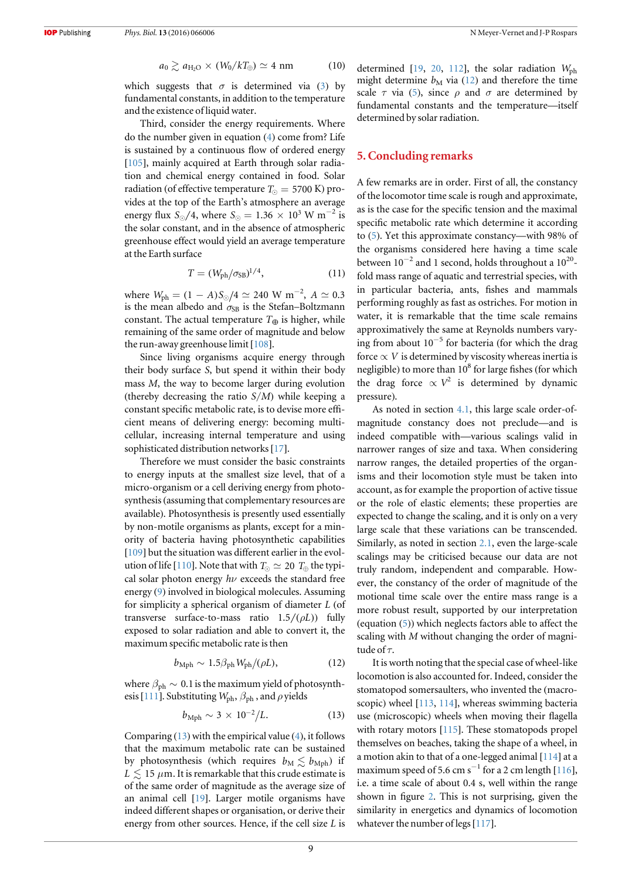$$a_0 \gtrsim a_{\mathrm{H_2O}} \times (W_0/kT_{\oplus}) \simeq 4 \text{ nm} \tag{10}$$

which suggests that $\sigma$ is determined via (3) by fundamental constants, in addition to the temperature and the existence of liquid water.

Third, consider the energy requirements. Where do the number given in equation (4) come from? Life is sustained by a continuous flow of ordered energy [105], mainly acquired at Earth through solar radiation and chemical energy contained in food. Solar radiation (of effective temperature $T_{\odot} = 5700$ K) provides at the top of the Earth's atmosphere an average energy flux $S_{\odot}/4$, where $S_{\odot} = 1.36 \times 10^3$ W m$^{-2}$ is the solar constant, and in the absence of atmospheric greenhouse effect would yield an average temperature at the Earth surface

$$T = (W_{\mathrm{ph}}/\sigma_{\mathrm{SB}})^{1/4}, \tag{11}$$

where $W_{\mathrm{ph}} = (1 - A)S_{\odot}/4 \simeq 240$ W m$^{-2}$, $A \simeq 0.3$ is the mean albedo and $\sigma_{\mathrm{SB}}$ is the Stefan–Boltzmann constant. The actual temperature $T_{\oplus}$ is higher, while remaining of the same order of magnitude and below the run-away greenhouse limit [108].

Since living organisms acquire energy through their body surface $S$, but spend it within their body mass $M$, the way to become larger during evolution (thereby decreasing the ratio $S/M$) while keeping a constant specific metabolic rate, is to devise more efficient means of delivering energy: becoming multicellular, increasing internal temperature and using sophisticated distribution networks [17].

Therefore we must consider the basic constraints to energy inputs at the smallest size level, that of a micro-organism or a cell deriving energy from photosynthesis (assuming that complementary resources are available). Photosynthesis is presently used essentially by non-motile organisms as plants, except for a minority of bacteria having photosynthetic capabilities [109] but the situation was different earlier in the evolution of life [110]. Note that with $T_{\odot} \simeq 20\ T_{\oplus}$ the typical solar photon energy $h\nu$ exceeds the standard free energy (9) involved in biological molecules. Assuming for simplicity a spherical organism of diameter $L$ (of transverse surface-to-mass ratio $1.5/(\rho L)$) fully exposed to solar radiation and able to convert it, the maximum specific metabolic rate is then

$$b_{\mathrm{Mph}} \sim 1.5\beta_{\mathrm{ph}} W_{\mathrm{ph}}/(\rho L), \tag{12}$$

where $\beta_{\mathrm{ph}} \sim 0.1$ is the maximum yield of photosynthesis [111]. Substituting $W_{\mathrm{ph}}$, $\beta_{\mathrm{ph}}$, and $\rho$ yields

$$b_{\mathrm{Mph}} \sim 3 \times 10^{-2}/L. \tag{13}$$

Comparing (13) with the empirical value (4), it follows that the maximum metabolic rate can be sustained by photosynthesis (which requires $b_{\mathrm{M}} \lesssim b_{\mathrm{Mph}}$) if $L \lesssim 15\ \mu$m. It is remarkable that this crude estimate is of the same order of magnitude as the average size of an animal cell [19]. Larger motile organisms have indeed different shapes or organisation, or derive their energy from other sources. Hence, if the cell size $L$ is determined [19, 20, 112], the solar radiation $W_{\mathrm{ph}}$ might determine $b_{\mathrm{M}}$ via (12) and therefore the time scale $\tau$ via (5), since $\rho$ and $\sigma$ are determined by fundamental constants and the temperature—itself determined by solar radiation.

## 5. Concluding remarks

A few remarks are in order. First of all, the constancy of the locomotor time scale is rough and approximate, as is the case for the specific tension and the maximal specific metabolic rate which determine it according to (5). Yet this approximate constancy—with 98% of the organisms considered here having a time scale between $10^{-2}$ and 1 second, holds throughout a $10^{20}$-fold mass range of aquatic and terrestrial species, with in particular bacteria, ants, fishes and mammals performing roughly as fast as ostriches. For motion in water, it is remarkable that the time scale remains approximatively the same at Reynolds numbers varying from about $10^{-5}$ for bacteria (for which the drag force $\propto V$ is determined by viscosity whereas inertia is negligible) to more than $10^8$ for large fishes (for which the drag force $\propto V^2$ is determined by dynamic pressure).

As noted in section 4.1, this large scale order-of-magnitude constancy does not preclude—and is indeed compatible with—various scalings valid in narrower ranges of size and taxa. When considering narrow ranges, the detailed properties of the organisms and their locomotion style must be taken into account, as for example the proportion of active tissue or the role of elastic elements; these properties are expected to change the scaling, and it is only on a very large scale that these variations can be transcended. Similarly, as noted in section 2.1, even the large-scale scalings may be criticised because our data are not truly random, independent and comparable. However, the constancy of the order of magnitude of the motional time scale over the entire mass range is a more robust result, supported by our interpretation (equation (5)) which neglects factors able to affect the scaling with $M$ without changing the order of magnitude of $\tau$.

It is worth noting that the special case of wheel-like locomotion is also accounted for. Indeed, consider the stomatopod somersaulters, who invented the (macroscopic) wheel [113, 114], whereas swimming bacteria use (microscopic) wheels when moving their flagella with rotary motors [115]. These stomatopods propel themselves on beaches, taking the shape of a wheel, in a motion akin to that of a one-legged animal [114] at a maximum speed of 5.6 cm s$^{-1}$ for a 2 cm length [116], i.e. a time scale of about 0.4 s, well within the range shown in figure 2. This is not surprising, given the similarity in energetics and dynamics of locomotion whatever the number of legs [117].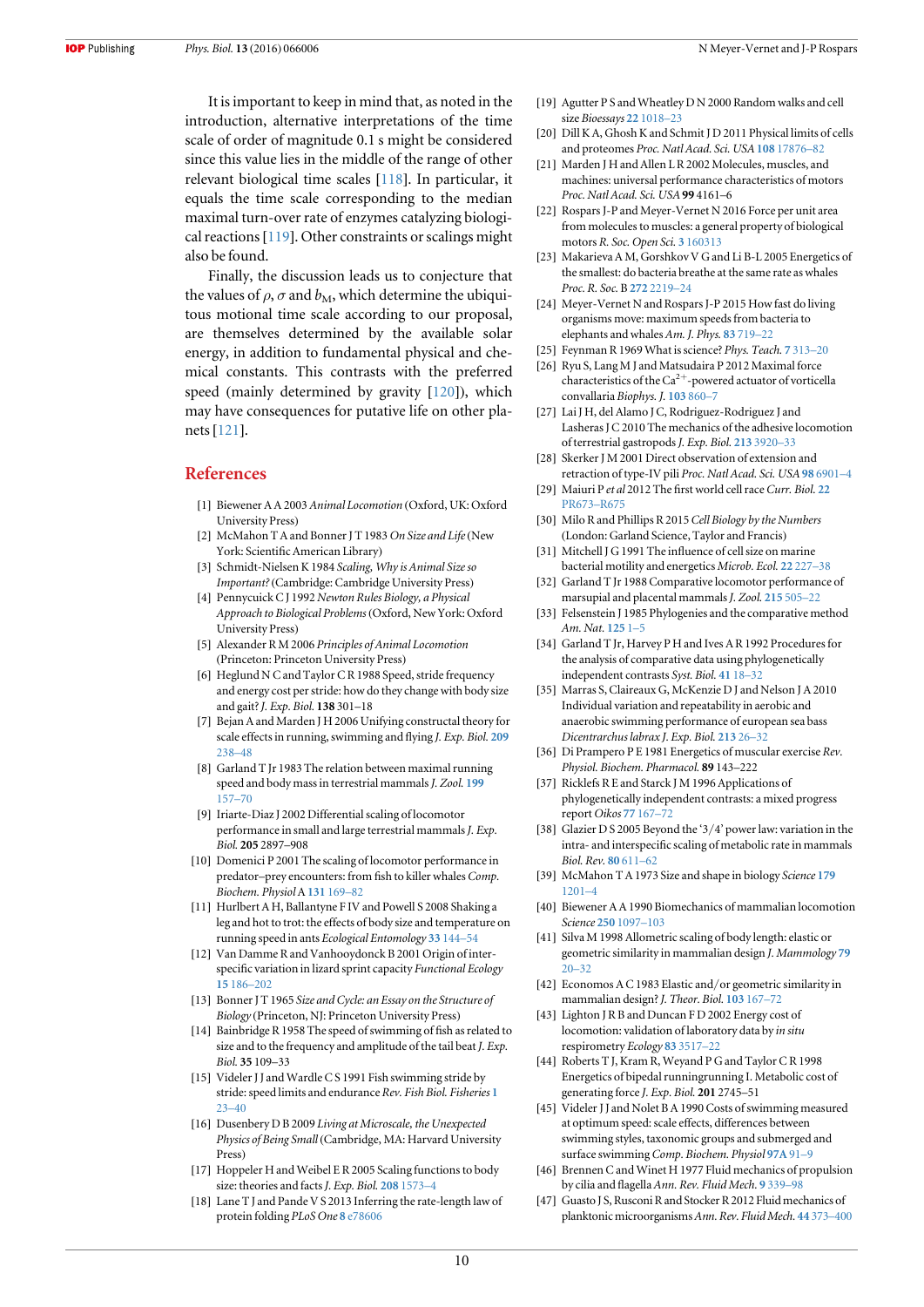It is important to keep in mind that, as noted in the introduction, alternative interpretations of the time scale of order of magnitude 0.1 s might be considered since this value lies in the middle of the range of other relevant biological time scales [118]. In particular, it equals the time scale corresponding to the median maximal turn-over rate of enzymes catalyzing biological reactions [119]. Other constraints or scalings might also be found.

Finally, the discussion leads us to conjecture that the values of $\rho$, $\sigma$ and $b_M$, which determine the ubiquitous motional time scale according to our proposal, are themselves determined by the available solar energy, in addition to fundamental physical and chemical constants. This contrasts with the preferred speed (mainly determined by gravity [120]), which may have consequences for putative life on other planets [121].

## References

[1] Biewener A A 2003 *Animal Locomotion* (Oxford, UK: Oxford University Press)

[2] McMahon T A and Bonner J T 1983 *On Size and Life* (New York: Scientific American Library)

[3] Schmidt-Nielsen K 1984 *Scaling, Why is Animal Size so Important?* (Cambridge: Cambridge University Press)

[4] Pennycuick C J 1992 *Newton Rules Biology, a Physical Approach to Biological Problems* (Oxford, New York: Oxford University Press)

[5] Alexander R M 2006 *Principles of Animal Locomotion* (Princeton: Princeton University Press)

[6] Heglund N C and Taylor C R 1988 Speed, stride frequency and energy cost per stride: how do they change with body size and gait? *J. Exp. Biol.* **138** 301–18

[7] Bejan A and Marden J H 2006 Unifying constructal theory for scale effects in running, swimming and flying *J. Exp. Biol.* **209** 238–48

[8] Garland T Jr 1983 The relation between maximal running speed and body mass in terrestrial mammals *J. Zool.* **199** 157–70

[9] Iriarte-Diaz J 2002 Differential scaling of locomotor performance in small and large terrestrial mammals *J. Exp. Biol.* **205** 2897–908

[10] Domenici P 2001 The scaling of locomotor performance in predator–prey encounters: from fish to killer whales *Comp. Biochem. Physiol* A **131** 169–82

[11] Hurlbert A H, Ballantyne F IV and Powell S 2008 Shaking a leg and hot to trot: the effects of body size and temperature on running speed in ants *Ecological Entomology* **33** 144–54

[12] Van Damme R and Vanhooydonck B 2001 Origin of interspecific variation in lizard sprint capacity *Functional Ecology* **15** 186–202

[13] Bonner J T 1965 *Size and Cycle: an Essay on the Structure of Biology* (Princeton, NJ: Princeton University Press)

[14] Bainbridge R 1958 The speed of swimming of fish as related to size and to the frequency and amplitude of the tail beat *J. Exp. Biol.* **35** 109–33

[15] Videler J J and Wardle C S 1991 Fish swimming stride by stride: speed limits and endurance *Rev. Fish Biol. Fisheries* **1** 23–40

[16] Dusenbery D B 2009 *Living at Microscale, the Unexpected Physics of Being Small* (Cambridge, MA: Harvard University Press)

[17] Hoppeler H and Weibel E R 2005 Scaling functions to body size: theories and facts *J. Exp. Biol.* **208** 1573–4

[18] Lane T J and Pande V S 2013 Inferring the rate-length law of protein folding *PLoS One* **8** e78606

[19] Agutter P S and Wheatley D N 2000 Random walks and cell size *Bioessays* **22** 1018–23

[20] Dill K A, Ghosh K and Schmit J D 2011 Physical limits of cells and proteomes *Proc. Natl Acad. Sci. USA* **108** 17876–82

[21] Marden J H and Allen L R 2002 Molecules, muscles, and machines: universal performance characteristics of motors *Proc. Natl Acad. Sci. USA* **99** 4161–6

[22] Rospars J-P and Meyer-Vernet N 2016 Force per unit area from molecules to muscles: a general property of biological motors *R. Soc. Open Sci.* **3** 160313

[23] Makarieva A M, Gorshkov V G and Li B-L 2005 Energetics of the smallest: do bacteria breathe at the same rate as whales *Proc. R. Soc.* B **272** 2219–24

[24] Meyer-Vernet N and Rospars J-P 2015 How fast do living organisms move: maximum speeds from bacteria to elephants and whales *Am. J. Phys.* **83** 719–22

[25] Feynman R 1969 What is science? *Phys. Teach.* **7** 313–20

[26] Ryu S, Lang M J and Matsudaira P 2012 Maximal force characteristics of the $Ca^{2+}$-powered actuator of vorticella convallaria *Biophys. J.* **103** 860–7

[27] Lai J H, del Alamo J C, Rodriguez-Rodriguez J and Lasheras J C 2010 The mechanics of the adhesive locomotion of terrestrial gastropods *J. Exp. Biol.* **213** 3920–33

[28] Skerker J M 2001 Direct observation of extension and retraction of type-IV pili *Proc. Natl Acad. Sci. USA* **98** 6901–4

[29] Maiuri P *et al* 2012 The first world cell race *Curr. Biol.* **22** PR673–R675

[30] Milo R and Phillips R 2015 *Cell Biology by the Numbers* (London: Garland Science, Taylor and Francis)

[31] Mitchell J G 1991 The influence of cell size on marine bacterial motility and energetics *Microb. Ecol.* **22** 227–38

[32] Garland T Jr 1988 Comparative locomotor performance of marsupial and placental mammals *J. Zool.* **215** 505–22

[33] Felsenstein J 1985 Phylogenies and the comparative method *Am. Nat.* **125** 1–5

[34] Garland T Jr, Harvey P H and Ives A R 1992 Procedures for the analysis of comparative data using phylogenetically independent contrasts *Syst. Biol.* **41** 18–32

[35] Marras S, Claireaux G, McKenzie D J and Nelson J A 2010 Individual variation and repeatability in aerobic and anaerobic swimming performance of european sea bass *Dicentrarchus labrax J. Exp. Biol.* **213** 26–32

[36] Di Prampero P E 1981 Energetics of muscular exercise *Rev. Physiol. Biochem. Pharmacol.* **89** 143–222

[37] Ricklefs R E and Starck J M 1996 Applications of phylogenetically independent contrasts: a mixed progress report *Oikos* **77** 167–72

[38] Glazier D S 2005 Beyond the '3/4' power law: variation in the intra- and interspecific scaling of metabolic rate in mammals *Biol. Rev.* **80** 611–62

[39] McMahon T A 1973 Size and shape in biology *Science* **179** 1201–4

[40] Biewener A A 1990 Biomechanics of mammalian locomotion *Science* **250** 1097–103

[41] Silva M 1998 Allometric scaling of body length: elastic or geometric similarity in mammalian design *J. Mammology* **79** 20–32

[42] Economos A C 1983 Elastic and/or geometric similarity in mammalian design? *J. Theor. Biol.* **103** 167–72

[43] Lighton J R B and Duncan F D 2002 Energy cost of locomotion: validation of laboratory data by *in situ* respirometry *Ecology* **83** 3517–22

[44] Roberts T J, Kram R, Weyand P G and Taylor C R 1998 Energetics of bipedal runningrunning I. Metabolic cost of generating force *J. Exp. Biol.* **201** 2745–51

[45] Videler J J and Nolet B A 1990 Costs of swimming measured at optimum speed: scale effects, differences between swimming styles, taxonomic groups and submerged and surface swimming *Comp. Biochem. Physiol* **97A** 91–9

[46] Brennen C and Winet H 1977 Fluid mechanics of propulsion by cilia and flagella *Ann. Rev. Fluid Mech.* **9** 339–98

[47] Guasto J S, Rusconi R and Stocker R 2012 Fluid mechanics of planktonic microorganisms *Ann. Rev. Fluid Mech.* **44** 373–400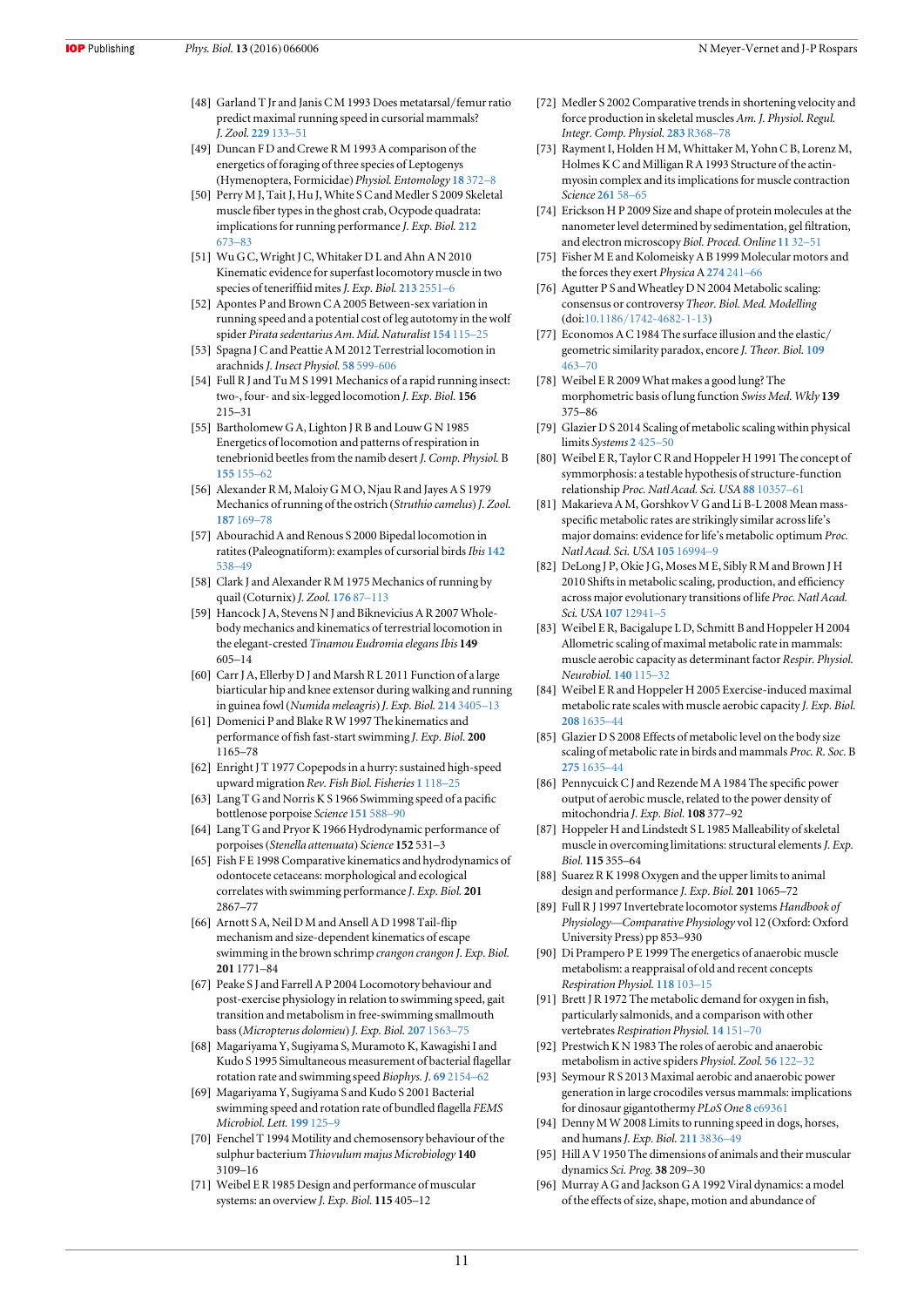[48] Garland T Jr and Janis C M 1993 Does metatarsal/femur ratio predict maximal running speed in cursorial mammals? *J. Zool.* **229** 133–51

[49] Duncan F D and Crewe R M 1993 A comparison of the energetics of foraging of three species of Leptogenys (Hymenoptera, Formicidae) *Physiol. Entomology* **18** 372–8

[50] Perry M J, Tait J, Hu J, White S C and Medler S 2009 Skeletal muscle fiber types in the ghost crab, Ocypode quadrata: implications for running performance *J. Exp. Biol.* **212** 673–83

[51] Wu G C, Wright J C, Whitaker D L and Ahn A N 2010 Kinematic evidence for superfast locomotory muscle in two species of teneriffiid mites *J. Exp. Biol.* **213** 2551–6

[52] Apontes P and Brown C A 2005 Between-sex variation in running speed and a potential cost of leg autotomy in the wolf spider *Pirata sedentarius Am. Mid. Naturalist* **154** 115–25

[53] Spagna J C and Peattie A M 2012 Terrestrial locomotion in arachnids *J. Insect Physiol.* **58** 599–606

[54] Full R J and Tu M S 1991 Mechanics of a rapid running insect: two-, four- and six-legged locomotion *J. Exp. Biol.* **156** 215–31

[55] Bartholomew G A, Lighton J R B and Louw G N 1985 Energetics of locomotion and patterns of respiration in tenebrionid beetles from the namib desert *J. Comp. Physiol.* B **155** 155–62

[56] Alexander R M, Maloiy G M O, Njau R and Jayes A S 1979 Mechanics of running of the ostrich (*Struthio camelus*) *J. Zool.* **187** 169–78

[57] Abourachid A and Renous S 2000 Bipedal locomotion in ratites (Paleognatiform): examples of cursorial birds *Ibis* **142** 538–49

[58] Clark J and Alexander R M 1975 Mechanics of running by quail (Coturnix) *J. Zool.* **176** 87–113

[59] Hancock J A, Stevens N J and Biknevicius A R 2007 Whole-body mechanics and kinematics of terrestrial locomotion in the elegant-crested *Tinamou Eudromia elegans Ibis* **149** 605–14

[60] Carr J A, Ellerby D J and Marsh R L 2011 Function of a large biarticular hip and knee extensor during walking and running in guinea fowl (*Numida meleagris*) *J. Exp. Biol.* **214** 3405–13

[61] Domenici P and Blake R W 1997 The kinematics and performance of fish fast-start swimming *J. Exp. Biol.* **200** 1165–78

[62] Enright J T 1977 Copepods in a hurry: sustained high-speed upward migration *Rev. Fish Biol. Fisheries* **1** 118–25

[63] Lang T G and Norris K S 1966 Swimming speed of a pacific bottlenose porpoise *Science* **151** 588–90

[64] Lang T G and Pryor K 1966 Hydrodynamic performance of porpoises (*Stenella attenuata*) *Science* **152** 531–3

[65] Fish F E 1998 Comparative kinematics and hydrodynamics of odontocete cetaceans: morphological and ecological correlates with swimming performance *J. Exp. Biol.* **201** 2867–77

[66] Arnott S A, Neil D M and Ansell A D 1998 Tail-flip mechanism and size-dependent kinematics of escape swimming in the brown schrimp *crangon crangon J. Exp. Biol.* **201** 1771–84

[67] Peake S J and Farrell A P 2004 Locomotory behaviour and post-exercise physiology in relation to swimming speed, gait transition and metabolism in free-swimming smallmouth bass (*Micropterus dolomieu*) *J. Exp. Biol.* **207** 1563–75

[68] Magariyama Y, Sugiyama S, Muramoto K, Kawagishi I and Kudo S 1995 Simultaneous measurement of bacterial flagellar rotation rate and swimming speed *Biophys. J.* **69** 2154–62

[69] Magariyama Y, Sugiyama S and Kudo S 2001 Bacterial swimming speed and rotation rate of bundled flagella *FEMS Microbiol. Lett.* **199** 125–9

[70] Fenchel T 1994 Motility and chemosensory behaviour of the sulphur bacterium *Thiovulum majus Microbiology* **140** 3109–16

[71] Weibel E R 1985 Design and performance of muscular systems: an overview *J. Exp. Biol.* **115** 405–12

[72] Medler S 2002 Comparative trends in shortening velocity and force production in skeletal muscles *Am. J. Physiol. Regul. Integr. Comp. Physiol.* **283** R368–78

[73] Rayment I, Holden H M, Whittaker M, Yohn C B, Lorenz M, Holmes K C and Milligan R A 1993 Structure of the actin-myosin complex and its implications for muscle contraction *Science* **261** 58–65

[74] Erickson H P 2009 Size and shape of protein molecules at the nanometer level determined by sedimentation, gel filtration, and electron microscopy *Biol. Proced. Online* **11** 32–51

[75] Fisher M E and Kolomeisky A B 1999 Molecular motors and the forces they exert *Physica A* **274** 241–66

[76] Agutter P S and Wheatley D N 2004 Metabolic scaling: consensus or controversy *Theor. Biol. Med. Modelling* (doi:10.1186/1742-4682-1-13)

[77] Economos A C 1984 The surface illusion and the elastic/geometric similarity paradox, encore *J. Theor. Biol.* **109** 463–70

[78] Weibel E R 2009 What makes a good lung? The morphometric basis of lung function *Swiss Med. Wkly* **139** 375–86

[79] Glazier D S 2014 Scaling of metabolic scaling within physical limits *Systems* **2** 425–50

[80] Weibel E R, Taylor C R and Hoppeler H 1991 The concept of symmorphosis: a testable hypothesis of structure-function relationship *Proc. Natl Acad. Sci. USA* **88** 10357–61

[81] Makarieva A M, Gorshkov V G and Li B-L 2008 Mean mass-specific metabolic rates are strikingly similar across life's major domains: evidence for life's metabolic optimum *Proc. Natl Acad. Sci. USA* **105** 16994–9

[82] DeLong J P, Okie J G, Moses M E, Sibly R M and Brown J H 2010 Shifts in metabolic scaling, production, and efficiency across major evolutionary transitions of life *Proc. Natl Acad. Sci. USA* **107** 12941–5

[83] Weibel E R, Bacigalupe L D, Schmitt B and Hoppeler H 2004 Allometric scaling of maximal metabolic rate in mammals: muscle aerobic capacity as determinant factor *Respir. Physiol. Neurobiol.* **140** 115–32

[84] Weibel E R and Hoppeler H 2005 Exercise-induced maximal metabolic rate scales with muscle aerobic capacity *J. Exp. Biol.* **208** 1635–44

[85] Glazier D S 2008 Effects of metabolic level on the body size scaling of metabolic rate in birds and mammals *Proc. R. Soc.* B **275** 1635–44

[86] Pennycuick C J and Rezende M A 1984 The specific power output of aerobic muscle, related to the power density of mitochondria *J. Exp. Biol.* **108** 377–92

[87] Hoppeler H and Lindstedt S L 1985 Malleability of skeletal muscle in overcoming limitations: structural elements *J. Exp. Biol.* **115** 355–64

[88] Suarez R K 1998 Oxygen and the upper limits to animal design and performance *J. Exp. Biol.* **201** 1065–72

[89] Full R J 1997 Invertebrate locomotor systems *Handbook of Physiology—Comparative Physiology* vol 12 (Oxford: Oxford University Press) pp 853–930

[90] Di Prampero P E 1999 The energetics of anaerobic muscle metabolism: a reappraisal of old and recent concepts *Respiration Physiol.* **118** 103–15

[91] Brett J R 1972 The metabolic demand for oxygen in fish, particularly salmonids, and a comparison with other vertebrates *Respiration Physiol.* **14** 151–70

[92] Prestwich K N 1983 The roles of aerobic and anaerobic metabolism in active spiders *Physiol. Zool.* **56** 122–32

[93] Seymour R S 2013 Maximal aerobic and anaerobic power generation in large crocodiles versus mammals: implications for dinosaur gigantothermy *PLoS One* **8** e69361

[94] Denny M W 2008 Limits to running speed in dogs, horses, and humans *J. Exp. Biol.* **211** 3836–49

[95] Hill A V 1950 The dimensions of animals and their muscular dynamics *Sci. Prog.* **38** 209–30

[96] Murray A G and Jackson G A 1992 Viral dynamics: a model of the effects of size, shape, motion and abundance of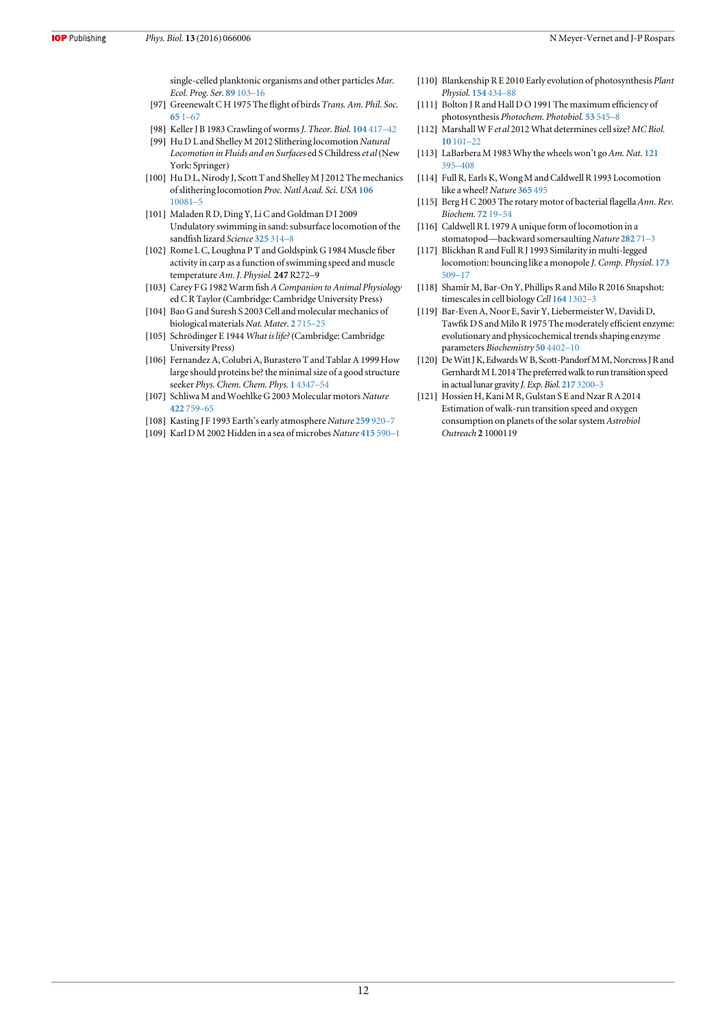single-celled planktonic organisms and other particles *Mar. Ecol. Prog. Ser.* **89** 103–16

[97] Greenewalt C H 1975 The flight of birds *Trans. Am. Phil. Soc.* **65** 1–67

[98] Keller J B 1983 Crawling of worms *J. Theor. Biol.* **104** 417–42

[99] Hu D L and Shelley M 2012 Slithering locomotion *Natural Locomotion in Fluids and on Surfaces* ed S Childress *et al* (New York: Springer)

[100] Hu D L, Nirody J, Scott T and Shelley M J 2012 The mechanics of slithering locomotion *Proc. Natl Acad. Sci. USA* **106** 10081–5

[101] Maladen R D, Ding Y, Li C and Goldman D I 2009 Undulatory swimming in sand: subsurface locomotion of the sandfish lizard *Science* **325** 314–8

[102] Rome L C, Loughna P T and Goldspink G 1984 Muscle fiber activity in carp as a function of swimming speed and muscle temperature *Am. J. Physiol.* **247** R272–9

[103] Carey F G 1982 Warm fish *A Companion to Animal Physiology* ed C R Taylor (Cambridge: Cambridge University Press)

[104] Bao G and Suresh S 2003 Cell and molecular mechanics of biological materials *Nat. Mater.* **2** 715–25

[105] Schrödinger E 1944 *What is life?* (Cambridge: Cambridge University Press)

[106] Fernandez A, Colubri A, Burastero T and Tablar A 1999 How large should proteins be? the minimal size of a good structure seeker *Phys. Chem. Chem. Phys.* **1** 4347–54

[107] Schliwa M and Woehlke G 2003 Molecular motors *Nature* **422** 759–65

[108] Kasting J F 1993 Earth's early atmosphere *Nature* **259** 920–7

[109] Karl D M 2002 Hidden in a sea of microbes *Nature* **415** 590–1

[110] Blankenship R E 2010 Early evolution of photosynthesis *Plant Physiol.* **154** 434–88

[111] Bolton J R and Hall D O 1991 The maximum efficiency of photosynthesis *Photochem. Photobiol.* **53** 545–8

[112] Marshall W F *et al* 2012 What determines cell size? *MC Biol.* **10** 101–22

[113] LaBarbera M 1983 Why the wheels won't go *Am. Nat.* **121** 395–408

[114] Full R, Earls K, Wong M and Caldwell R 1993 Locomotion like a wheel? *Nature* **365** 495

[115] Berg H C 2003 The rotary motor of bacterial flagella *Ann. Rev. Biochem.* **72** 19–54

[116] Caldwell R L 1979 A unique form of locomotion in a stomatopod—backward somersaulting *Nature* **282** 71–3

[117] Blickhan R and Full R J 1993 Similarity in multi-legged locomotion: bouncing like a monopole *J. Comp. Physiol.* **173** 509–17

[118] Shamir M, Bar-On Y, Phillips R and Milo R 2016 Snapshot: timescales in cell biology *Cell* **164** 1302–3

[119] Bar-Even A, Noor E, Savir Y, Liebermeister W, Davidi D, Tawfik D S and Milo R 1975 The moderately efficient enzyme: evolutionary and physicochemical trends shaping enzyme parameters *Biochemistry* **50** 4402–10

[120] De Witt J K, Edwards W B, Scott-Pandorf M M, Norcross J R and Gernhardt M L 2014 The preferred walk to run transition speed in actual lunar gravity *J. Exp. Biol.* **217** 3200–3

[121] Hossien H, Kani M R, Gulstan S E and Nzar R A 2014 Estimation of walk-run transition speed and oxygen consumption on planets of the solar system *Astrobiol Outreach* **2** 1000119